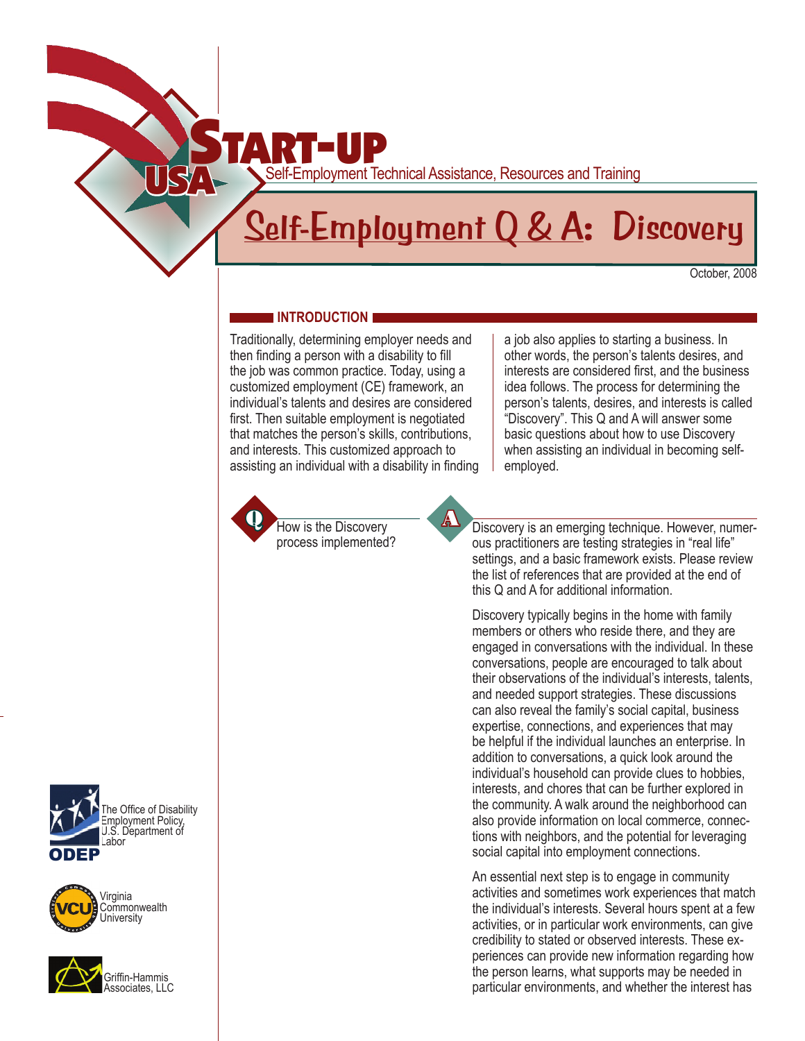# START-UP USA

Self-Employment Technical Assistance, Resources and Training

# Self-Employment Q & A: Discovery

October, 2008

## INTRODUCTION

Traditionally, determining employer needs and then finding a person with a disability to fill the job was common practice. Today, using a customized employment (CE) framework, an individual's talents and desires are considered first. Then suitable employment is negotiated that matches the person's skills, contributions, and interests. This customized approach to assisting an individual with a disability in finding a job also applies to starting a business. In other words, the person's talents desires, and interests are considered first, and the business idea follows. The process for determining the person's talents, desires, and interests is called "Discovery". This Q and A will answer some basic questions about how to use Discovery when assisting an individual in becoming self-employed.

**Q** How is the Discovery process implemented?

**A** Discovery is an emerging technique. However, numerous practitioners are testing strategies in "real life" settings, and a basic framework exists. Please review the list of references that are provided at the end of this Q and A for additional information.

Discovery typically begins in the home with family members or others who reside there, and they are engaged in conversations with the individual. In these conversations, people are encouraged to talk about their observations of the individual's interests, talents, and needed support strategies. These discussions can also reveal the family's social capital, business expertise, connections, and experiences that may be helpful if the individual launches an enterprise. In addition to conversations, a quick look around the individual's household can provide clues to hobbies, interests, and chores that can be further explored in the community. A walk around the neighborhood can also provide information on local commerce, connections with neighbors, and the potential for leveraging social capital into employment connections.

An essential next step is to engage in community activities and sometimes work experiences that match the individual's interests. Several hours spent at a few activities, or in particular work environments, can give credibility to stated or observed interests. These experiences can provide new information regarding how the person learns, what supports may be needed in particular environments, and whether the interest has

The Office of Disability Employment Policy, U.S. Department of Labor

Virginia Commonwealth University

Griffin-Hammis Associates, LLC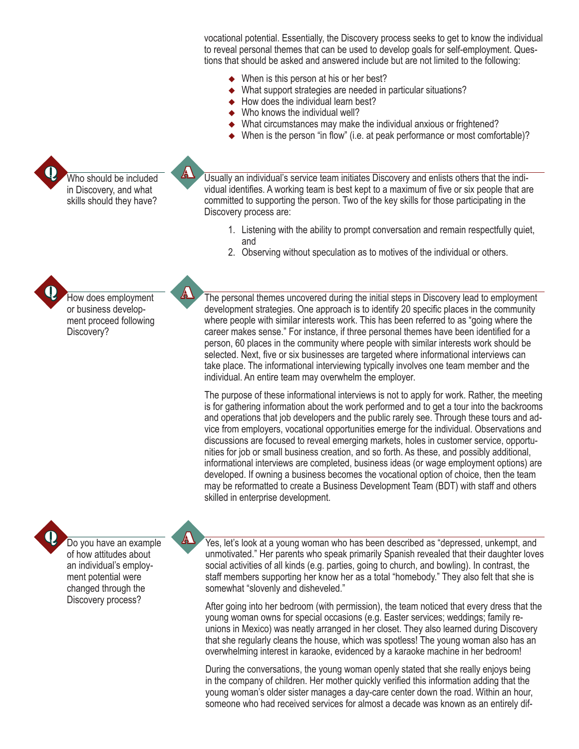vocational potential. Essentially, the Discovery process seeks to get to know the individual to reveal personal themes that can be used to develop goals for self-employment. Questions that should be asked and answered include but are not limited to the following:

- When is this person at his or her best?
- What support strategies are needed in particular situations?
- How does the individual learn best?
- Who knows the individual well?
- What circumstances may make the individual anxious or frightened?
- When is the person "in flow" (i.e. at peak performance or most comfortable)?

**Q: Who should be included in Discovery, and what skills should they have?**

**A:** Usually an individual's service team initiates Discovery and enlists others that the individual identifies. A working team is best kept to a maximum of five or six people that are committed to supporting the person. Two of the key skills for those participating in the Discovery process are:

1. Listening with the ability to prompt conversation and remain respectfully quiet, and
2. Observing without speculation as to motives of the individual or others.

**Q: How does employment or business development proceed following Discovery?**

**A:** The personal themes uncovered during the initial steps in Discovery lead to employment development strategies. One approach is to identify 20 specific places in the community where people with similar interests work. This has been referred to as "going where the career makes sense." For instance, if three personal themes have been identified for a person, 60 places in the community where people with similar interests work should be selected. Next, five or six businesses are targeted where informational interviews can take place. The informational interviewing typically involves one team member and the individual. An entire team may overwhelm the employer.

The purpose of these informational interviews is not to apply for work. Rather, the meeting is for gathering information about the work performed and to get a tour into the backrooms and operations that job developers and the public rarely see. Through these tours and advice from employers, vocational opportunities emerge for the individual. Observations and discussions are focused to reveal emerging markets, holes in customer service, opportunities for job or small business creation, and so forth. As these, and possibly additional, informational interviews are completed, business ideas (or wage employment options) are developed. If owning a business becomes the vocational option of choice, then the team may be reformatted to create a Business Development Team (BDT) with staff and others skilled in enterprise development.

**Q: Do you have an example of how attitudes about an individual's employment potential were changed through the Discovery process?**

**A:** Yes, let's look at a young woman who has been described as "depressed, unkempt, and unmotivated." Her parents who speak primarily Spanish revealed that their daughter loves social activities of all kinds (e.g. parties, going to church, and bowling). In contrast, the staff members supporting her know her as a total "homebody." They also felt that she is somewhat "slovenly and disheveled."

After going into her bedroom (with permission), the team noticed that every dress that the young woman owns for special occasions (e.g. Easter services; weddings; family reunions in Mexico) was neatly arranged in her closet. They also learned during Discovery that she regularly cleans the house, which was spotless! The young woman also has an overwhelming interest in karaoke, evidenced by a karaoke machine in her bedroom!

During the conversations, the young woman openly stated that she really enjoys being in the company of children. Her mother quickly verified this information adding that the young woman's older sister manages a day-care center down the road. Within an hour, someone who had received services for almost a decade was known as an entirely dif-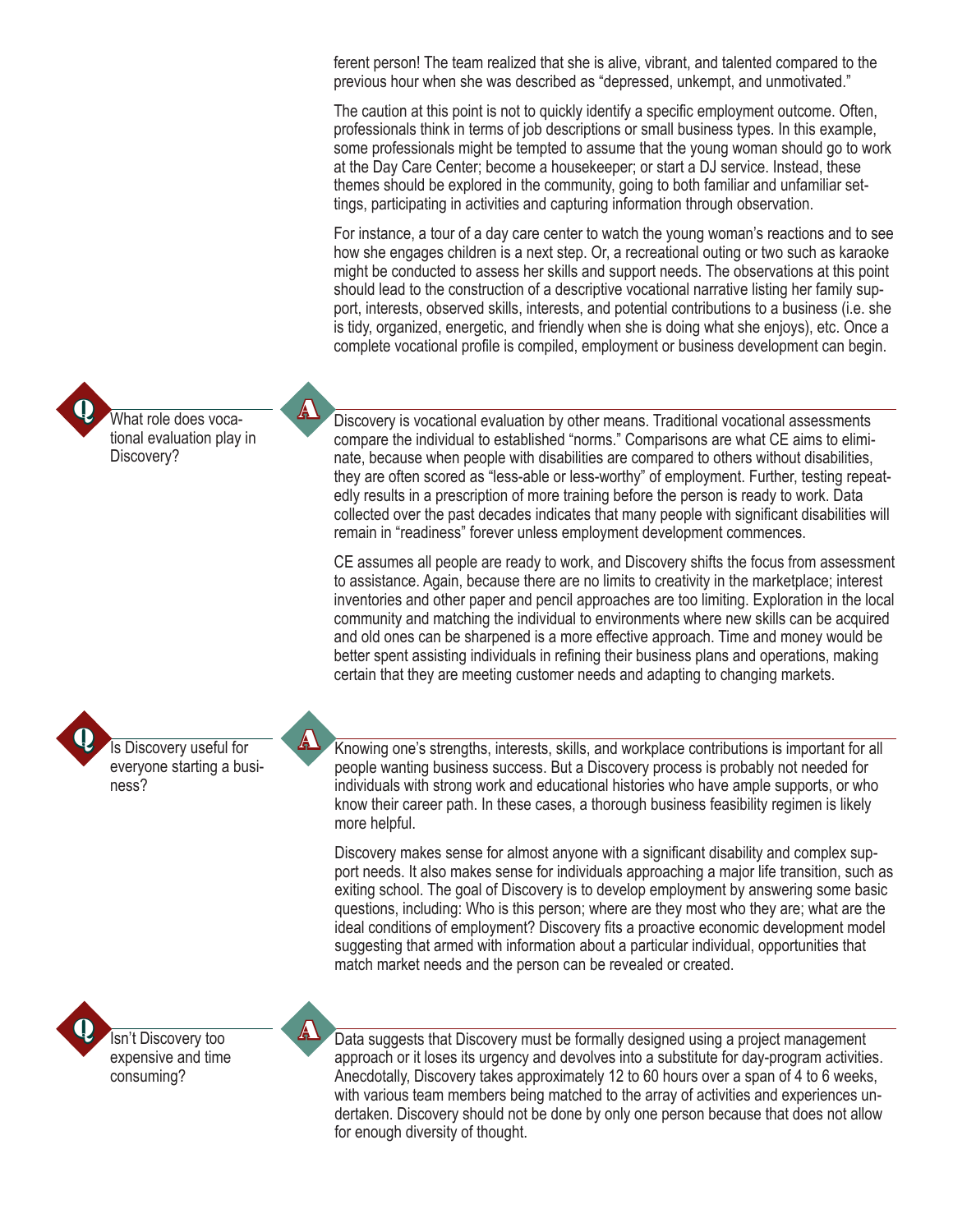ferent person! The team realized that she is alive, vibrant, and talented compared to the previous hour when she was described as "depressed, unkempt, and unmotivated."

The caution at this point is not to quickly identify a specific employment outcome. Often, professionals think in terms of job descriptions or small business types. In this example, some professionals might be tempted to assume that the young woman should go to work at the Day Care Center; become a housekeeper; or start a DJ service. Instead, these themes should be explored in the community, going to both familiar and unfamiliar settings, participating in activities and capturing information through observation.

For instance, a tour of a day care center to watch the young woman's reactions and to see how she engages children is a next step. Or, a recreational outing or two such as karaoke might be conducted to assess her skills and support needs. The observations at this point should lead to the construction of a descriptive vocational narrative listing her family support, interests, observed skills, interests, and potential contributions to a business (i.e. she is tidy, organized, energetic, and friendly when she is doing what she enjoys), etc. Once a complete vocational profile is compiled, employment or business development can begin.

**Q: What role does vocational evaluation play in Discovery?**

**A:** Discovery is vocational evaluation by other means. Traditional vocational assessments compare the individual to established "norms." Comparisons are what CE aims to eliminate, because when people with disabilities are compared to others without disabilities, they are often scored as "less-able or less-worthy" of employment. Further, testing repeatedly results in a prescription of more training before the person is ready to work. Data collected over the past decades indicates that many people with significant disabilities will remain in "readiness" forever unless employment development commences.

CE assumes all people are ready to work, and Discovery shifts the focus from assessment to assistance. Again, because there are no limits to creativity in the marketplace; interest inventories and other paper and pencil approaches are too limiting. Exploration in the local community and matching the individual to environments where new skills can be acquired and old ones can be sharpened is a more effective approach. Time and money would be better spent assisting individuals in refining their business plans and operations, making certain that they are meeting customer needs and adapting to changing markets.

**Q: Is Discovery useful for everyone starting a business?**

**A:** Knowing one's strengths, interests, skills, and workplace contributions is important for all people wanting business success. But a Discovery process is probably not needed for individuals with strong work and educational histories who have ample supports, or who know their career path. In these cases, a thorough business feasibility regimen is likely more helpful.

Discovery makes sense for almost anyone with a significant disability and complex support needs. It also makes sense for individuals approaching a major life transition, such as exiting school. The goal of Discovery is to develop employment by answering some basic questions, including: Who is this person; where are they most who they are; what are the ideal conditions of employment? Discovery fits a proactive economic development model suggesting that armed with information about a particular individual, opportunities that match market needs and the person can be revealed or created.

**Q: Isn't Discovery too expensive and time consuming?**

**A:** Data suggests that Discovery must be formally designed using a project management approach or it loses its urgency and devolves into a substitute for day-program activities. Anecdotally, Discovery takes approximately 12 to 60 hours over a span of 4 to 6 weeks, with various team members being matched to the array of activities and experiences undertaken. Discovery should not be done by only one person because that does not allow for enough diversity of thought.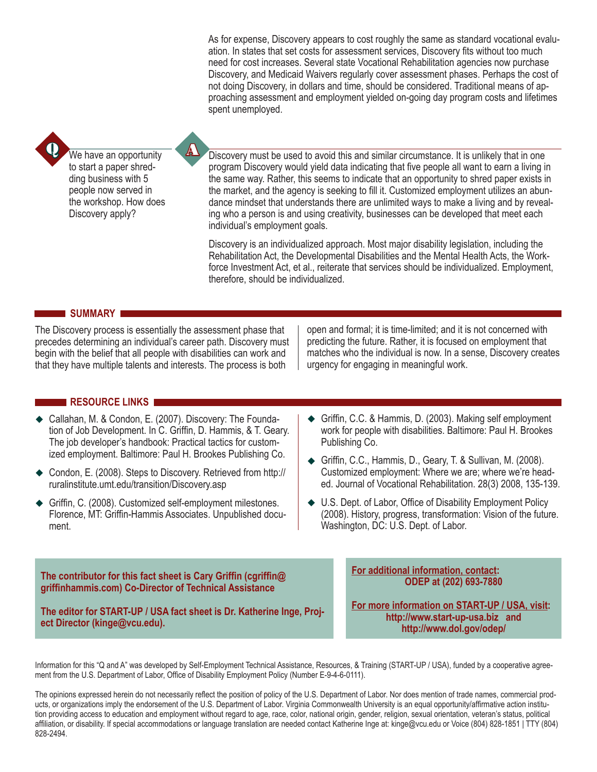As for expense, Discovery appears to cost roughly the same as standard vocational evaluation. In states that set costs for assessment services, Discovery fits without too much need for cost increases. Several state Vocational Rehabilitation agencies now purchase Discovery, and Medicaid Waivers regularly cover assessment phases. Perhaps the cost of not doing Discovery, in dollars and time, should be considered. Traditional means of approaching assessment and employment yielded on-going day program costs and lifetimes spent unemployed.

**Q** We have an opportunity to start a paper shredding business with 5 people now served in the workshop. How does Discovery apply?

**A** Discovery must be used to avoid this and similar circumstance. It is unlikely that in one program Discovery would yield data indicating that five people all want to earn a living in the same way. Rather, this seems to indicate that an opportunity to shred paper exists in the market, and the agency is seeking to fill it. Customized employment utilizes an abundance mindset that understands there are unlimited ways to make a living and by revealing who a person is and using creativity, businesses can be developed that meet each individual's employment goals.

Discovery is an individualized approach. Most major disability legislation, including the Rehabilitation Act, the Developmental Disabilities and the Mental Health Acts, the Workforce Investment Act, et al., reiterate that services should be individualized. Employment, therefore, should be individualized.

## SUMMARY

The Discovery process is essentially the assessment phase that precedes determining an individual's career path. Discovery must begin with the belief that all people with disabilities can work and that they have multiple talents and interests. The process is both open and formal; it is time-limited; and it is not concerned with predicting the future. Rather, it is focused on employment that matches who the individual is now. In a sense, Discovery creates urgency for engaging in meaningful work.

## RESOURCE LINKS

- Callahan, M. & Condon, E. (2007). Discovery: The Foundation of Job Development. In C. Griffin, D. Hammis, & T. Geary. The job developer's handbook: Practical tactics for customized employment. Baltimore: Paul H. Brookes Publishing Co.
- Condon, E. (2008). Steps to Discovery. Retrieved from http://ruralinstitute.umt.edu/transition/Discovery.asp
- Griffin, C. (2008). Customized self-employment milestones. Florence, MT: Griffin-Hammis Associates. Unpublished document.
- Griffin, C.C. & Hammis, D. (2003). Making self employment work for people with disabilities. Baltimore: Paul H. Brookes Publishing Co.
- Griffin, C.C., Hammis, D., Geary, T. & Sullivan, M. (2008). Customized employment: Where we are; where we're headed. Journal of Vocational Rehabilitation. 28(3) 2008, 135-139.
- U.S. Dept. of Labor, Office of Disability Employment Policy (2008). History, progress, transformation: Vision of the future. Washington, DC: U.S. Dept. of Labor.

**The contributor for this fact sheet is Cary Griffin (cgriffin@griffinhammis.com) Co-Director of Technical Assistance**

**The editor for START-UP / USA fact sheet is Dr. Katherine Inge, Project Director (kinge@vcu.edu).**

**For additional information, contact:**
**ODEP at (202) 693-7880**

**For more information on START-UP / USA, visit:**
**http://www.start-up-usa.biz and http://www.dol.gov/odep/**

Information for this "Q and A" was developed by Self-Employment Technical Assistance, Resources, & Training (START-UP / USA), funded by a cooperative agreement from the U.S. Department of Labor, Office of Disability Employment Policy (Number E-9-4-6-0111).

The opinions expressed herein do not necessarily reflect the position of policy of the U.S. Department of Labor. Nor does mention of trade names, commercial products, or organizations imply the endorsement of the U.S. Department of Labor. Virginia Commonwealth University is an equal opportunity/affirmative action institution providing access to education and employment without regard to age, race, color, national origin, gender, religion, sexual orientation, veteran's status, political affiliation, or disability. If special accommodations or language translation are needed contact Katherine Inge at: kinge@vcu.edu or Voice (804) 828-1851 | TTY (804) 828-2494.